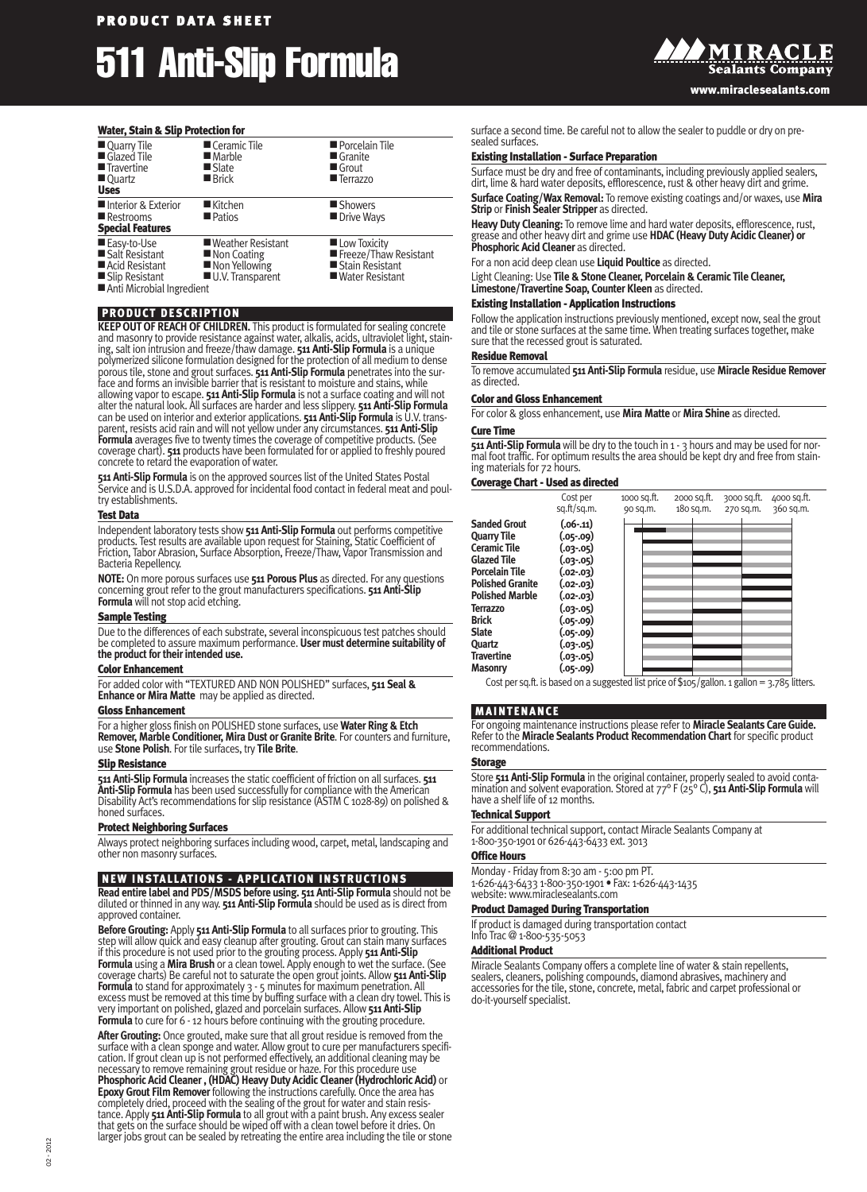PRODUCT DATA SHEET

# 511 Anti-Slip Formula

MIRACLE Sealants Company
www.miraclesealants.com

### Water, Stain & Slip Protection for

- Quarry Tile
- Glazed Tile
- Travertine
- Quartz
- Ceramic Tile
- Marble
- Slate
- Brick
- Porcelain Tile
- Granite
- Grout
- Terrazzo

### Uses

- Interior & Exterior
- Restrooms
- Kitchen
- Patios
- Showers
- Drive Ways

### Special Features

- Easy-to-Use
- Salt Resistant
- Acid Resistant
- Slip Resistant
- Anti Microbial Ingredient
- Weather Resistant
- Non Coating
- Non Yellowing
- U.V. Transparent
- Low Toxicity
- Freeze/Thaw Resistant
- Stain Resistant
- Water Resistant

## PRODUCT DESCRIPTION

**KEEP OUT OF REACH OF CHILDREN.** This product is formulated for sealing concrete and masonry to provide resistance against water, alkalis, acids, ultraviolet light, staining, salt ion intrusion and freeze/thaw damage. **511 Anti-Slip Formula** is a unique polymerized silicone formulation designed for the protection of all medium to dense porous tile, stone and grout surfaces. **511 Anti-Slip Formula** penetrates into the surface and forms an invisible barrier that is resistant to moisture and stains, while allowing vapor to escape. **511 Anti-Slip Formula** is not a surface coating and will not alter the natural look. All surfaces are harder and less slippery. **511 Anti-Slip Formula** can be used on interior and exterior applications. **511 Anti-Slip Formula** is U.V. transparent, resists acid rain and will not yellow under any circumstances. **511 Anti-Slip Formula** averages five to twenty times the coverage of competitive products. (See coverage chart). **511** products have been formulated for or applied to freshly poured concrete to retard the evaporation of water.

**511 Anti-Slip Formula** is on the approved sources list of the United States Postal Service and is U.S.D.A. approved for incidental food contact in federal meat and poultry establishments.

### Test Data

Independent laboratory tests show **511 Anti-Slip Formula** out performs competitive products. Test results are available upon request for Staining, Static Coefficient of Friction, Tabor Abrasion, Surface Absorption, Freeze/Thaw, Vapor Transmission and Bacteria Repellency.

**NOTE:** On more porous surfaces use **511 Porous Plus** as directed. For any questions concerning grout refer to the grout manufacturers specifications. **511 Anti-Slip Formula** will not stop acid etching.

### Sample Testing

Due to the differences of each substrate, several inconspicuous test patches should be completed to assure maximum performance. **User must determine suitability of the product for their intended use.**

### Color Enhancement

For added color with "TEXTURED AND NON POLISHED" surfaces, **511 Seal & Enhance or Mira Matte** may be applied as directed.

### Gloss Enhancement

For a higher gloss finish on POLISHED stone surfaces, use **Water Ring & Etch Remover, Marble Conditioner, Mira Dust or Granite Brite**. For counters and furniture, use **Stone Polish**. For tile surfaces, try **Tile Brite**.

### Slip Resistance

**511 Anti-Slip Formula** increases the static coefficient of friction on all surfaces. **511 Anti-Slip Formula** has been used successfully for compliance with the American Disability Act's recommendations for slip resistance (ASTM C 1028-89) on polished & honed surfaces.

### Protect Neighboring Surfaces

Always protect neighboring surfaces including wood, carpet, metal, landscaping and other non masonry surfaces.

## NEW INSTALLATIONS - APPLICATION INSTRUCTIONS

**Read entire label and PDS/MSDS before using. 511 Anti-Slip Formula** should not be diluted or thinned in any way. **511 Anti-Slip Formula** should be used as is direct from approved container.

**Before Grouting:** Apply **511 Anti-Slip Formula** to all surfaces prior to grouting. This step will allow quick and easy cleanup after grouting. Grout can stain many surfaces if this procedure is not used prior to the grouting process. Apply **511 Anti-Slip Formula** using a **Mira Brush** or a clean towel. Apply enough to wet the surface. (See coverage charts) Be careful not to saturate the open grout joints. Allow **511 Anti-Slip Formula** to stand for approximately 3 - 5 minutes for maximum penetration. All excess must be removed at this time by buffing surface with a clean dry towel. This is very important on polished, glazed and porcelain surfaces. Allow **511 Anti-Slip Formula** to cure for 6 - 12 hours before continuing with the grouting procedure.

**After Grouting:** Once grouted, make sure that all grout residue is removed from the surface with a clean sponge and water. Allow grout to cure per manufacturers specification. If grout clean up is not performed effectively, an additional cleaning may be necessary to remove remaining grout residue or haze. For this procedure use **Phosphoric Acid Cleaner , (HDAC) Heavy Duty Acidic Cleaner (Hydrochloric Acid)** or **Epoxy Grout Film Remover** following the instructions carefully. Once the area has completely dried, proceed with the sealing of the grout for water and stain resistance. Apply **511 Anti-Slip Formula** to all grout with a paint brush. Any excess sealer that gets on the surface should be wiped off with a clean towel before it dries. On larger jobs grout can be sealed by retreating the entire area including the tile or stone surface a second time. Be careful not to allow the sealer to puddle or dry on pre-sealed surfaces.

### Existing Installation - Surface Preparation

Surface must be dry and free of contaminants, including previously applied sealers, dirt, lime & hard water deposits, efflorescence, rust & other heavy dirt and grime.

**Surface Coating/Wax Removal:** To remove existing coatings and/or waxes, use **Mira Strip** or **Finish Sealer Stripper** as directed.

**Heavy Duty Cleaning:** To remove lime and hard water deposits, efflorescence, rust, grease and other heavy dirt and grime use **HDAC (Heavy Duty Acidic Cleaner) or Phosphoric Acid Cleaner** as directed.

For a non acid deep clean use **Liquid Poultice** as directed.

Light Cleaning: Use **Tile & Stone Cleaner, Porcelain & Ceramic Tile Cleaner, Limestone/Travertine Soap, Counter Kleen** as directed.

### Existing Installation - Application Instructions

Follow the application instructions previously mentioned, except now, seal the grout and tile or stone surfaces at the same time. When treating surfaces together, make sure that the recessed grout is saturated.

### Residue Removal

To remove accumulated **511 Anti-Slip Formula** residue, use **Miracle Residue Remover** as directed.

### Color and Gloss Enhancement

For color & gloss enhancement, use **Mira Matte** or **Mira Shine** as directed.

### Cure Time

**511 Anti-Slip Formula** will be dry to the touch in 1 - 3 hours and may be used for normal foot traffic. For optimum results the area should be kept dry and free from staining materials for 72 hours.

### Coverage Chart - Used as directed

| | Cost per sq.ft/sq.m. |
|---|---|
| **Sanded Grout** | (.06-.11) |
| **Quarry Tile** | (.05-.09) |
| **Ceramic Tile** | (.03-.05) |
| **Glazed Tile** | (.03-.05) |
| **Porcelain Tile** | (.02-.03) |
| **Polished Granite** | (.02-.03) |
| **Polished Marble** | (.02-.03) |
| **Terrazzo** | (.03-.05) |
| **Brick** | (.05-.09) |
| **Slate** | (.05-.09) |
| **Quartz** | (.03-.05) |
| **Travertine** | (.03-.05) |
| **Masonry** | (.05-.09) |

Chart scale: 1000 sq.ft. / 90 sq.m.; 2000 sq.ft. / 180 sq.m.; 3000 sq.ft. / 270 sq.m.; 4000 sq.ft. / 360 sq.m.

Cost per sq.ft. is based on a suggested list price of $105/gallon. 1 gallon = 3.785 litters.

## MAINTENANCE

For ongoing maintenance instructions please refer to **Miracle Sealants Care Guide.** Refer to the **Miracle Sealants Product Recommendation Chart** for specific product recommendations.

### Storage

Store **511 Anti-Slip Formula** in the original container, properly sealed to avoid contamination and solvent evaporation. Stored at 77° F (25° C), **511 Anti-Slip Formula** will have a shelf life of 12 months.

### Technical Support

For additional technical support, contact Miracle Sealants Company at 1-800-350-1901 or 626-443-6433 ext. 3013

### Office Hours

Monday - Friday from 8:30 am - 5:00 pm PT.
1-626-443-6433 1-800-350-1901 • Fax: 1-626-443-1435
website: www.miraclesealants.com

### Product Damaged During Transportation

If product is damaged during transportation contact
Info Trac @ 1-800-535-5053

### Additional Product

Miracle Sealants Company offers a complete line of water & stain repellents, sealers, cleaners, polishing compounds, diamond abrasives, machinery and accessories for the tile, stone, concrete, metal, fabric and carpet professional or do-it-yourself specialist.

02 - 2012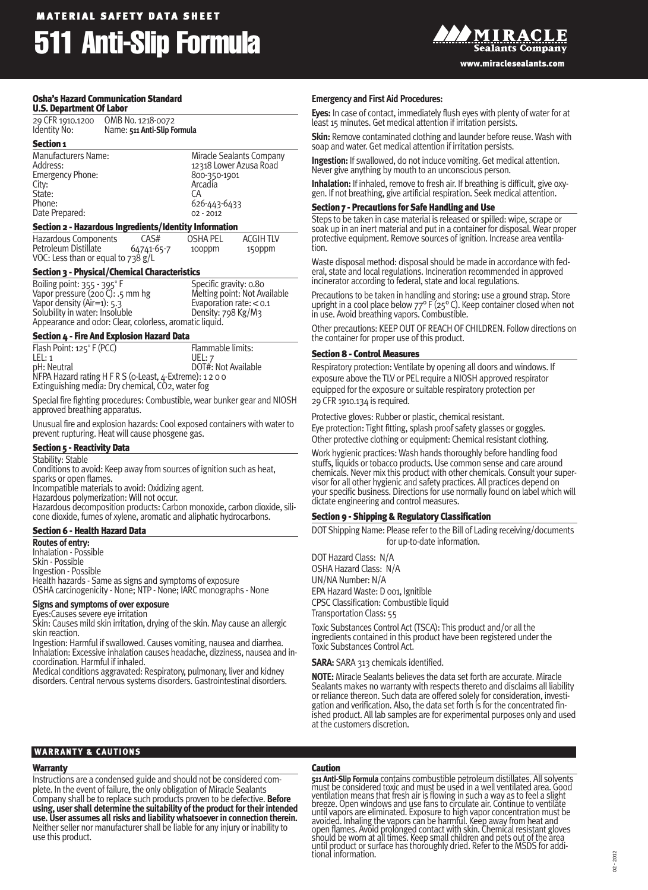MATERIAL SAFETY DATA SHEET

# 511 Anti-Slip Formula

MIRACLE Sealants Company

www.miraclesealants.com

### Osha's Hazard Communication Standard
### U.S. Department Of Labor

29 CFR 1910.1200 OMB No. 1218-0072
Identity No: Name: **511 Anti-Slip Formula**

### Section 1

| | |
|---|---|
| Manufacturers Name: | Miracle Sealants Company |
| Address: | 12318 Lower Azusa Road |
| Emergency Phone: | 800-350-1901 |
| City: | Arcadia |
| State: | CA |
| Phone: | 626-443-6433 |
| Date Prepared: | 02 - 2012 |

### Section 2 - Hazardous Ingredients/Identity Information

| Hazardous Components | CAS# | OSHA PEL | ACGIH TLV |
|---|---|---|---|
| Petroleum Distillate | 64741-65-7 | 100ppm | 150ppm |

VOC: Less than or equal to 738 g/L

### Section 3 - Physical/Chemical Characteristics

Boiling point: 355 - 395° F
Specific gravity: 0.80
Vapor pressure (200 C): .5 mm hg
Melting point: Not Available
Vapor density (Air=1): 5.3
Evaporation rate: < 0.1
Solubility in water: Insoluble
Density: 798 Kg/M3
Appearance and odor: Clear, colorless, aromatic liquid.

### Section 4 - Fire And Explosion Hazard Data

Flash Point: 125° F (PCC)
Flammable limits:
LEL: 1
UEL: 7
pH: Neutral
DOT#: Not Available
NFPA Hazard rating H F R S (0-Least, 4-Extreme): 1 2 0 0
Extinguishing media: Dry chemical, $CO_2$, water fog

Special fire fighting procedures: Combustible, wear bunker gear and NIOSH approved breathing apparatus.

Unusual fire and explosion hazards: Cool exposed containers with water to prevent rupturing. Heat will cause phosgene gas.

### Section 5 - Reactivity Data

Stability: Stable
Conditions to avoid: Keep away from sources of ignition such as heat, sparks or open flames.
Incompatible materials to avoid: Oxidizing agent.
Hazardous polymerization: Will not occur.
Hazardous decomposition products: Carbon monoxide, carbon dioxide, silicone dioxide, fumes of xylene, aromatic and aliphatic hydrocarbons.

### Section 6 - Health Hazard Data

**Routes of entry:**
Inhalation - Possible
Skin - Possible
Ingestion - Possible
Health hazards - Same as signs and symptoms of exposure
OSHA carcinogenicity - None; NTP - None; IARC monographs - None

**Signs and symptoms of over exposure**
Eyes:Causes severe eye irritation
Skin: Causes mild skin irritation, drying of the skin. May cause an allergic skin reaction.
Ingestion: Harmful if swallowed. Causes vomiting, nausea and diarrhea.
Inhalation: Excessive inhalation causes headache, dizziness, nausea and incoordination. Harmful if inhaled.
Medical conditions aggravated: Respiratory, pulmonary, liver and kidney disorders. Central nervous systems disorders. Gastrointestinal disorders.

**Emergency and First Aid Procedures:**

**Eyes:** In case of contact, immediately flush eyes with plenty of water for at least 15 minutes. Get medical attention if irritation persists.

**Skin:** Remove contaminated clothing and launder before reuse. Wash with soap and water. Get medical attention if irritation persists.

**Ingestion:** If swallowed, do not induce vomiting. Get medical attention. Never give anything by mouth to an unconscious person.

**Inhalation:** If inhaled, remove to fresh air. If breathing is difficult, give oxygen. If not breathing, give artificial respiration. Seek medical attention.

### Section 7 - Precautions for Safe Handling and Use

Steps to be taken in case material is released or spilled: wipe, scrape or soak up in an inert material and put in a container for disposal. Wear proper protective equipment. Remove sources of ignition. Increase area ventilation.

Waste disposal method: disposal should be made in accordance with federal, state and local regulations. Incineration recommended in approved incinerator according to federal, state and local regulations.

Precautions to be taken in handling and storing: use a ground strap. Store upright in a cool place below 77° F (25° C). Keep container closed when not in use. Avoid breathing vapors. Combustible.

Other precautions: KEEP OUT OF REACH OF CHILDREN. Follow directions on the container for proper use of this product.

### Section 8 - Control Measures

Respiratory protection: Ventilate by opening all doors and windows. If exposure above the TLV or PEL require a NIOSH approved respirator equipped for the exposure or suitable respiratory protection per 29 CFR 1910.134 is required.

Protective gloves: Rubber or plastic, chemical resistant.
Eye protection: Tight fitting, splash proof safety glasses or goggles.
Other protective clothing or equipment: Chemical resistant clothing.

Work hygienic practices: Wash hands thoroughly before handling food stuffs, liquids or tobacco products. Use common sense and care around chemicals. Never mix this product with other chemicals. Consult your supervisor for all other hygienic and safety practices. All practices depend on your specific business. Directions for use normally found on label which will dictate engineering and control measures.

### Section 9 - Shipping & Regulatory Classification

DOT Shipping Name: Please refer to the Bill of Lading receiving/documents for up-to-date information.

DOT Hazard Class: N/A
OSHA Hazard Class: N/A
UN/NA Number: N/A
EPA Hazard Waste: D 001, Ignitible
CPSC Classification: Combustible liquid
Transportation Class: 55

Toxic Substances Control Act (TSCA): This product and/or all the ingredients contained in this product have been registered under the Toxic Substances Control Act.

**SARA:** SARA 313 chemicals identified.

**NOTE:** Miracle Sealants believes the data set forth are accurate. Miracle Sealants makes no warranty with respects thereto and disclaims all liability or reliance thereon. Such data are offered solely for consideration, investigation and verification. Also, the data set forth is for the concentrated finished product. All lab samples are for experimental purposes only and used at the customers discretion.

## WARRANTY & CAUTIONS

### Warranty

Instructions are a condensed guide and should not be considered complete. In the event of failure, the only obligation of Miracle Sealants Company shall be to replace such products proven to be defective. **Before using, user shall determine the suitability of the product for their intended use. User assumes all risks and liability whatsoever in connection therein.** Neither seller nor manufacturer shall be liable for any injury or inability to use this product.

### Caution

**511 Anti-Slip Formula** contains combustible petroleum distillates. All solvents must be considered toxic and must be used in a well ventilated area. Good ventilation means that fresh air is flowing in such a way as to feel a slight breeze. Open windows and use fans to circulate air. Continue to ventilate until vapors are eliminated. Exposure to high vapor concentration must be avoided. Inhaling the vapors can be harmful. Keep away from heat and open flames. Avoid prolonged contact with skin. Chemical resistant gloves should be worn at all times. Keep small children and pets out of the area until product or surface has thoroughly dried. Refer to the MSDS for additional information.

02 - 2012